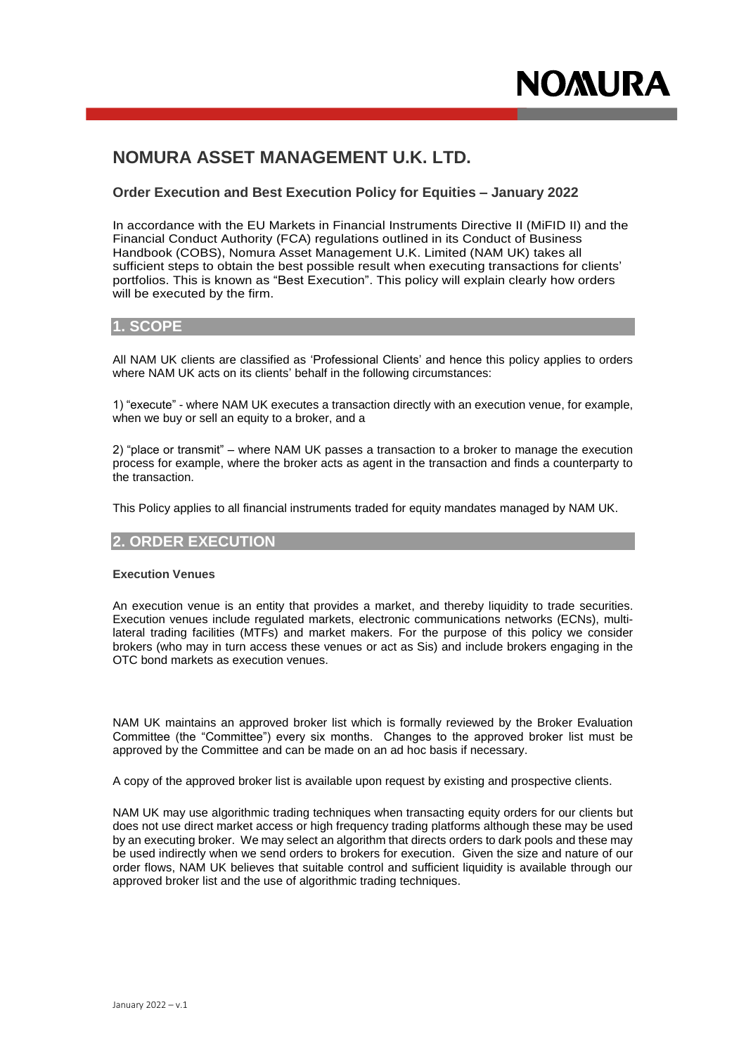# NOMURA ASSET MANAGEMENT U.K. LTD.

### Order Execution and Best Execution Policy for Equities – January 2022

In accordance with the EU Markets in Financial Instruments Directive II (MiFID II) and the Financial Conduct Authority (FCA) regulations outlined in its Conduct of Business Handbook (COBS), Nomura Asset Management U.K. Limited (NAM UK) takes all sufficient steps to obtain the best possible result when executing transactions for clients' portfolios. This is known as "Best Execution". This policy will explain clearly how orders will be executed by the firm.

## 1. SCOPE

All NAM UK clients are classified as 'Professional Clients' and hence this policy applies to orders where NAM UK acts on its clients' behalf in the following circumstances:

1) "execute" - where NAM UK executes a transaction directly with an execution venue, for example, when we buy or sell an equity to a broker, and a

2) "place or transmit" – where NAM UK passes a transaction to a broker to manage the execution process for example, where the broker acts as agent in the transaction and finds a counterparty to the transaction.

This Policy applies to all financial instruments traded for equity mandates managed by NAM UK.

## 2. ORDER EXECUTION

**Execution Venues**

An execution venue is an entity that provides a market, and thereby liquidity to trade securities. Execution venues include regulated markets, electronic communications networks (ECNs), multi-lateral trading facilities (MTFs) and market makers. For the purpose of this policy we consider brokers (who may in turn access these venues or act as Sis) and include brokers engaging in the OTC bond markets as execution venues.

NAM UK maintains an approved broker list which is formally reviewed by the Broker Evaluation Committee (the "Committee") every six months. Changes to the approved broker list must be approved by the Committee and can be made on an ad hoc basis if necessary.

A copy of the approved broker list is available upon request by existing and prospective clients.

NAM UK may use algorithmic trading techniques when transacting equity orders for our clients but does not use direct market access or high frequency trading platforms although these may be used by an executing broker. We may select an algorithm that directs orders to dark pools and these may be used indirectly when we send orders to brokers for execution. Given the size and nature of our order flows, NAM UK believes that suitable control and sufficient liquidity is available through our approved broker list and the use of algorithmic trading techniques.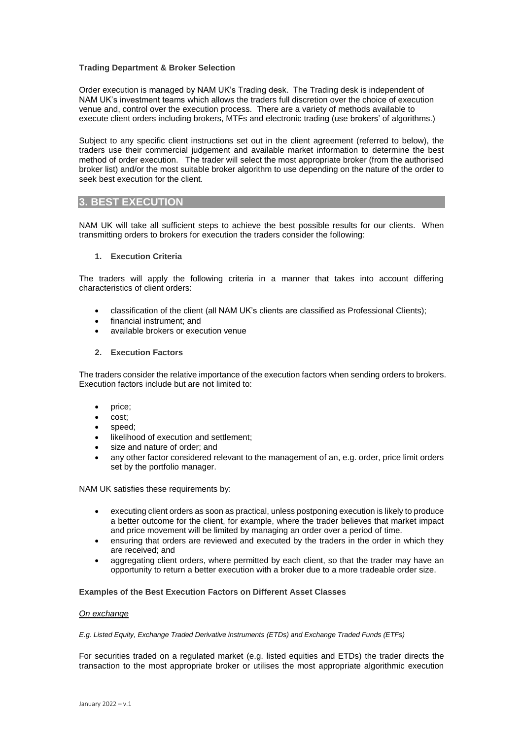**Trading Department & Broker Selection**

Order execution is managed by NAM UK's Trading desk. The Trading desk is independent of NAM UK's investment teams which allows the traders full discretion over the choice of execution venue and, control over the execution process. There are a variety of methods available to execute client orders including brokers, MTFs and electronic trading (use brokers' of algorithms.)

Subject to any specific client instructions set out in the client agreement (referred to below), the traders use their commercial judgement and available market information to determine the best method of order execution. The trader will select the most appropriate broker (from the authorised broker list) and/or the most suitable broker algorithm to use depending on the nature of the order to seek best execution for the client.

## 3. BEST EXECUTION

NAM UK will take all sufficient steps to achieve the best possible results for our clients. When transmitting orders to brokers for execution the traders consider the following:

**1. Execution Criteria**

The traders will apply the following criteria in a manner that takes into account differing characteristics of client orders:

- classification of the client (all NAM UK's clients are classified as Professional Clients);
- financial instrument; and
- available brokers or execution venue

**2. Execution Factors**

The traders consider the relative importance of the execution factors when sending orders to brokers. Execution factors include but are not limited to:

- price;
- cost;
- speed;
- likelihood of execution and settlement;
- size and nature of order; and
- any other factor considered relevant to the management of an, e.g. order, price limit orders set by the portfolio manager.

NAM UK satisfies these requirements by:

- executing client orders as soon as practical, unless postponing execution is likely to produce a better outcome for the client, for example, where the trader believes that market impact and price movement will be limited by managing an order over a period of time.
- ensuring that orders are reviewed and executed by the traders in the order in which they are received; and
- aggregating client orders, where permitted by each client, so that the trader may have an opportunity to return a better execution with a broker due to a more tradeable order size.

**Examples of the Best Execution Factors on Different Asset Classes**

*On exchange*

*E.g. Listed Equity, Exchange Traded Derivative instruments (ETDs) and Exchange Traded Funds (ETFs)*

For securities traded on a regulated market (e.g. listed equities and ETDs) the trader directs the transaction to the most appropriate broker or utilises the most appropriate algorithmic execution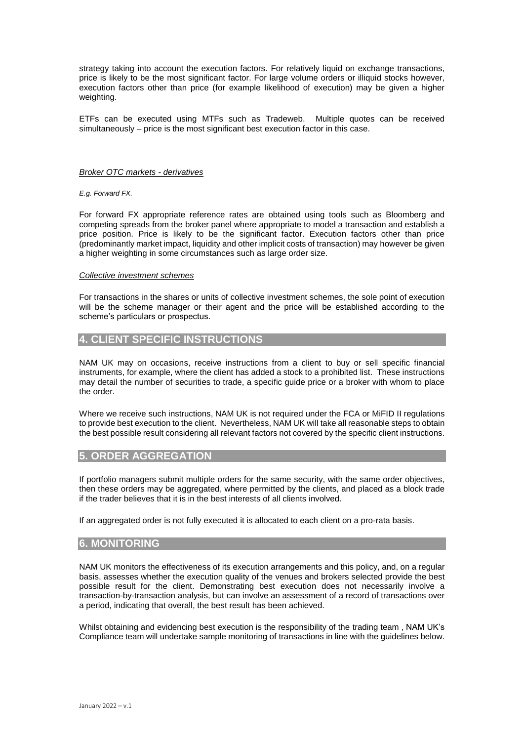strategy taking into account the execution factors. For relatively liquid on exchange transactions, price is likely to be the most significant factor. For large volume orders or illiquid stocks however, execution factors other than price (for example likelihood of execution) may be given a higher weighting.

ETFs can be executed using MTFs such as Tradeweb. Multiple quotes can be received simultaneously – price is the most significant best execution factor in this case.

*Broker OTC markets - derivatives*

*E.g. Forward FX.*

For forward FX appropriate reference rates are obtained using tools such as Bloomberg and competing spreads from the broker panel where appropriate to model a transaction and establish a price position. Price is likely to be the significant factor. Execution factors other than price (predominantly market impact, liquidity and other implicit costs of transaction) may however be given a higher weighting in some circumstances such as large order size.

*Collective investment schemes*

For transactions in the shares or units of collective investment schemes, the sole point of execution will be the scheme manager or their agent and the price will be established according to the scheme's particulars or prospectus.

## 4. CLIENT SPECIFIC INSTRUCTIONS

NAM UK may on occasions, receive instructions from a client to buy or sell specific financial instruments, for example, where the client has added a stock to a prohibited list. These instructions may detail the number of securities to trade, a specific guide price or a broker with whom to place the order.

Where we receive such instructions, NAM UK is not required under the FCA or MiFID II regulations to provide best execution to the client. Nevertheless, NAM UK will take all reasonable steps to obtain the best possible result considering all relevant factors not covered by the specific client instructions.

## 5. ORDER AGGREGATION

If portfolio managers submit multiple orders for the same security, with the same order objectives, then these orders may be aggregated, where permitted by the clients, and placed as a block trade if the trader believes that it is in the best interests of all clients involved.

If an aggregated order is not fully executed it is allocated to each client on a pro-rata basis.

## 6. MONITORING

NAM UK monitors the effectiveness of its execution arrangements and this policy, and, on a regular basis, assesses whether the execution quality of the venues and brokers selected provide the best possible result for the client. Demonstrating best execution does not necessarily involve a transaction-by-transaction analysis, but can involve an assessment of a record of transactions over a period, indicating that overall, the best result has been achieved.

Whilst obtaining and evidencing best execution is the responsibility of the trading team , NAM UK's Compliance team will undertake sample monitoring of transactions in line with the guidelines below.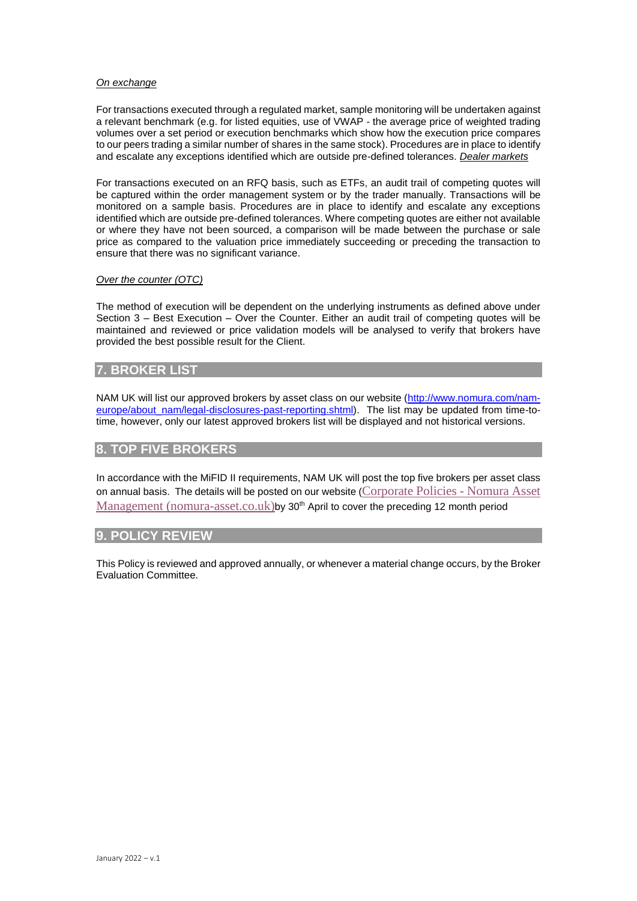*On exchange*

For transactions executed through a regulated market, sample monitoring will be undertaken against a relevant benchmark (e.g. for listed equities, use of VWAP - the average price of weighted trading volumes over a set period or execution benchmarks which show how the execution price compares to our peers trading a similar number of shares in the same stock). Procedures are in place to identify and escalate any exceptions identified which are outside pre-defined tolerances. *Dealer markets*

For transactions executed on an RFQ basis, such as ETFs, an audit trail of competing quotes will be captured within the order management system or by the trader manually. Transactions will be monitored on a sample basis. Procedures are in place to identify and escalate any exceptions identified which are outside pre-defined tolerances. Where competing quotes are either not available or where they have not been sourced, a comparison will be made between the purchase or sale price as compared to the valuation price immediately succeeding or preceding the transaction to ensure that there was no significant variance.

*Over the counter (OTC)*

The method of execution will be dependent on the underlying instruments as defined above under Section 3 – Best Execution – Over the Counter. Either an audit trail of competing quotes will be maintained and reviewed or price validation models will be analysed to verify that brokers have provided the best possible result for the Client.

## 7. BROKER LIST

NAM UK will list our approved brokers by asset class on our website (http://www.nomura.com/nam-europe/about_nam/legal-disclosures-past-reporting.shtml). The list may be updated from time-to-time, however, only our latest approved brokers list will be displayed and not historical versions.

## 8. TOP FIVE BROKERS

In accordance with the MiFID II requirements, NAM UK will post the top five brokers per asset class on annual basis. The details will be posted on our website (Corporate Policies - Nomura Asset Management (nomura-asset.co.uk))by 30th April to cover the preceding 12 month period

## 9. POLICY REVIEW

This Policy is reviewed and approved annually, or whenever a material change occurs, by the Broker Evaluation Committee.